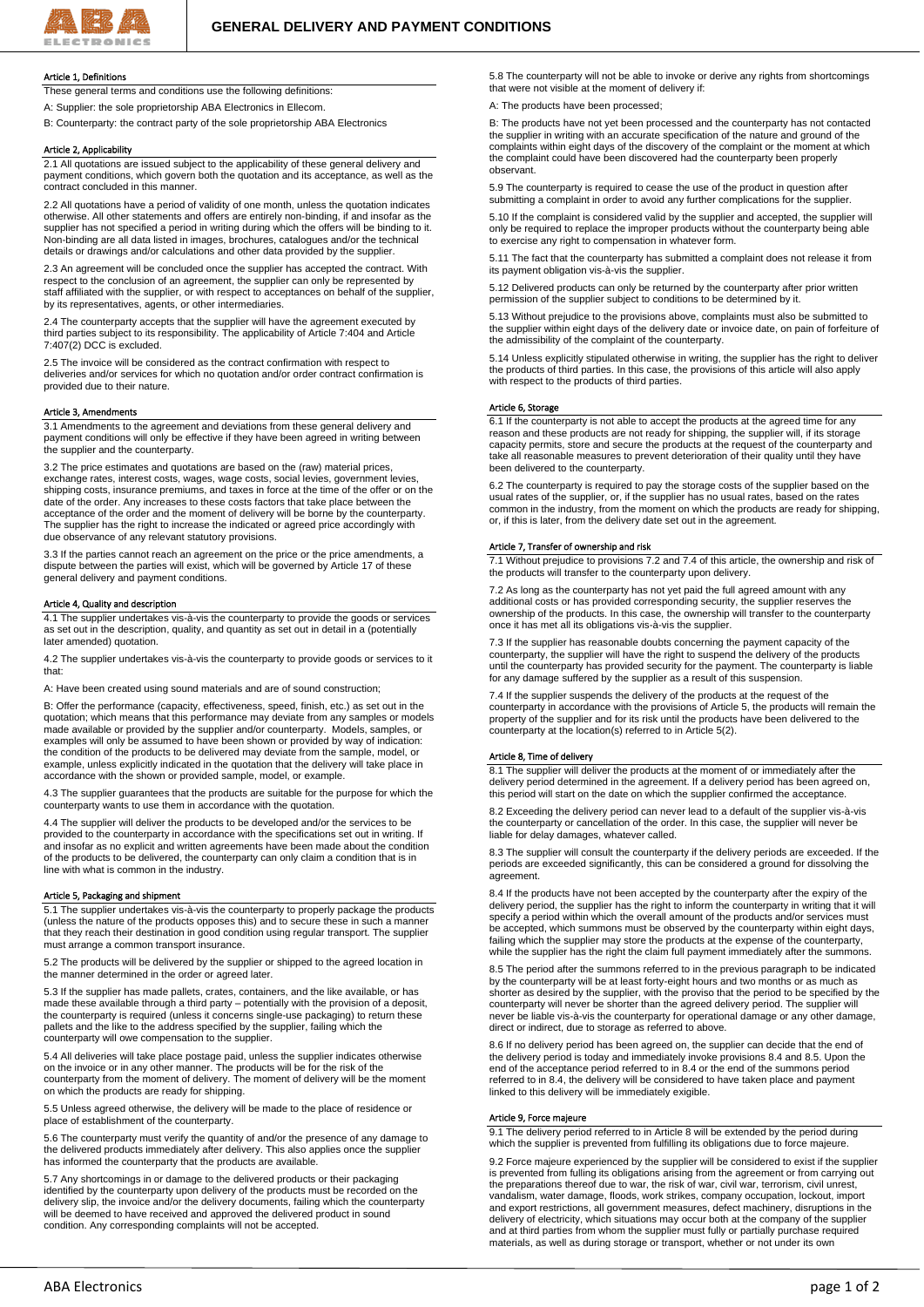# GENERAL DELIVERY AND PAYMENT CONDITIONS

## Article 1, Definitions

These general terms and conditions use the following definitions:

A: Supplier: the sole proprietorship ABA Electronics in Ellecom.

B: Counterparty: the contract party of the sole proprietorship ABA Electronics

## Article 2, Applicability

2.1 All quotations are issued subject to the applicability of these general delivery and payment conditions, which govern both the quotation and its acceptance, as well as the contract concluded in this manner.

2.2 All quotations have a period of validity of one month, unless the quotation indicates otherwise. All other statements and offers are entirely non-binding, if and insofar as the supplier has not specified a period in writing during which the offers will be binding to it. Non-binding are all data listed in images, brochures, catalogues and/or the technical details or drawings and/or calculations and other data provided by the supplier.

2.3 An agreement will be concluded once the supplier has accepted the contract. With respect to the conclusion of an agreement, the supplier can only be represented by staff affiliated with the supplier, or with respect to acceptances on behalf of the supplier, by its representatives, agents, or other intermediaries.

2.4 The counterparty accepts that the supplier will have the agreement executed by third parties subject to its responsibility. The applicability of Article 7:404 and Article 7:407(2) DCC is excluded.

2.5 The invoice will be considered as the contract confirmation with respect to deliveries and/or services for which no quotation and/or order contract confirmation is provided due to their nature.

## Article 3, Amendments

3.1 Amendments to the agreement and deviations from these general delivery and payment conditions will only be effective if they have been agreed in writing between the supplier and the counterparty.

3.2 The price estimates and quotations are based on the (raw) material prices, exchange rates, interest costs, wages, wage costs, social levies, government levies, shipping costs, insurance premiums, and taxes in force at the time of the offer or on the date of the order. Any increases to these costs factors that take place between the acceptance of the order and the moment of delivery will be borne by the counterparty. The supplier has the right to increase the indicated or agreed price accordingly with due observance of any relevant statutory provisions.

3.3 If the parties cannot reach an agreement on the price or the price amendments, a dispute between the parties will exist, which will be governed by Article 17 of these general delivery and payment conditions.

## Article 4, Quality and description

4.1 The supplier undertakes vis-à-vis the counterparty to provide the goods or services as set out in the description, quality, and quantity as set out in detail in a (potentially later amended) quotation.

4.2 The supplier undertakes vis-à-vis the counterparty to provide goods or services to it that:

A: Have been created using sound materials and are of sound construction;

B: Offer the performance (capacity, effectiveness, speed, finish, etc.) as set out in the quotation; which means that this performance may deviate from any samples or models made available or provided by the supplier and/or counterparty. Models, samples, or examples will only be assumed to have been shown or provided by way of indication: the condition of the products to be delivered may deviate from the sample, model, or example, unless explicitly indicated in the quotation that the delivery will take place in accordance with the shown or provided sample, model, or example.

4.3 The supplier guarantees that the products are suitable for the purpose for which the counterparty wants to use them in accordance with the quotation.

4.4 The supplier will deliver the products to be developed and/or the services to be provided to the counterparty in accordance with the specifications set out in writing. If and insofar as no explicit and written agreements have been made about the condition of the products to be delivered, the counterparty can only claim a condition that is in line with what is common in the industry.

## Article 5, Packaging and shipment

5.1 The supplier undertakes vis-à-vis the counterparty to properly package the products (unless the nature of the products opposes this) and to secure these in such a manner that they reach their destination in good condition using regular transport. The supplier must arrange a common transport insurance.

5.2 The products will be delivered by the supplier or shipped to the agreed location in the manner determined in the order or agreed later.

5.3 If the supplier has made pallets, crates, containers, and the like available, or has made these available through a third party – potentially with the provision of a deposit, the counterparty is required (unless it concerns single-use packaging) to return these pallets and the like to the address specified by the supplier, failing which the counterparty will owe compensation to the supplier.

5.4 All deliveries will take place postage paid, unless the supplier indicates otherwise on the invoice or in any other manner. The products will be for the risk of the counterparty from the moment of delivery. The moment of delivery will be the moment on which the products are ready for shipping.

5.5 Unless agreed otherwise, the delivery will be made to the place of residence or place of establishment of the counterparty.

5.6 The counterparty must verify the quantity of and/or the presence of any damage to the delivered products immediately after delivery. This also applies once the supplier has informed the counterparty that the products are available.

5.7 Any shortcomings in or damage to the delivered products or their packaging identified by the counterparty upon delivery of the products must be recorded on the delivery slip, the invoice and/or the delivery documents, failing which the counterparty will be deemed to have received and approved the delivered product in sound condition. Any corresponding complaints will not be accepted.

5.8 The counterparty will not be able to invoke or derive any rights from shortcomings that were not visible at the moment of delivery if:

A: The products have been processed;

B: The products have not yet been processed and the counterparty has not contacted the supplier in writing with an accurate specification of the nature and ground of the complaints within eight days of the discovery of the complaint or the moment at which the complaint could have been discovered had the counterparty been properly observant.

5.9 The counterparty is required to cease the use of the product in question after submitting a complaint in order to avoid any further complications for the supplier.

5.10 If the complaint is considered valid by the supplier and accepted, the supplier will only be required to replace the improper products without the counterparty being able to exercise any right to compensation in whatever form.

5.11 The fact that the counterparty has submitted a complaint does not release it from its payment obligation vis-à-vis the supplier.

5.12 Delivered products can only be returned by the counterparty after prior written permission of the supplier subject to conditions to be determined by it.

5.13 Without prejudice to the provisions above, complaints must also be submitted to the supplier within eight days of the delivery date or invoice date, on pain of forfeiture of the admissibility of the complaint of the counterparty.

5.14 Unless explicitly stipulated otherwise in writing, the supplier has the right to deliver the products of third parties. In this case, the provisions of this article will also apply with respect to the products of third parties.

## Article 6, Storage

6.1 If the counterparty is not able to accept the products at the agreed time for any reason and these products are not ready for shipping, the supplier will, if its storage capacity permits, store and secure the products at the request of the counterparty and take all reasonable measures to prevent deterioration of their quality until they have been delivered to the counterparty.

6.2 The counterparty is required to pay the storage costs of the supplier based on the usual rates of the supplier, or, if the supplier has no usual rates, based on the rates common in the industry, from the moment on which the products are ready for shipping, or, if this is later, from the delivery date set out in the agreement.

## Article 7, Transfer of ownership and risk

7.1 Without prejudice to provisions 7.2 and 7.4 of this article, the ownership and risk of the products will transfer to the counterparty upon delivery.

7.2 As long as the counterparty has not yet paid the full agreed amount with any additional costs or has provided corresponding security, the supplier reserves the ownership of the products. In this case, the ownership will transfer to the counterparty once it has met all its obligations vis-à-vis the supplier.

7.3 If the supplier has reasonable doubts concerning the payment capacity of the counterparty, the supplier will have the right to suspend the delivery of the products until the counterparty has provided security for the payment. The counterparty is liable for any damage suffered by the supplier as a result of this suspension.

7.4 If the supplier suspends the delivery of the products at the request of the counterparty in accordance with the provisions of Article 5, the products will remain the property of the supplier and for its risk until the products have been delivered to the counterparty at the location(s) referred to in Article 5(2).

## Article 8, Time of delivery

8.1 The supplier will deliver the products at the moment of or immediately after the delivery period determined in the agreement. If a delivery period has been agreed on, this period will start on the date on which the supplier confirmed the acceptance.

8.2 Exceeding the delivery period can never lead to a default of the supplier vis-à-vis the counterparty or cancellation of the order. In this case, the supplier will never be liable for delay damages, whatever called.

8.3 The supplier will consult the counterparty if the delivery periods are exceeded. If the periods are exceeded significantly, this can be considered a ground for dissolving the agreement.

8.4 If the products have not been accepted by the counterparty after the expiry of the delivery period, the supplier has the right to inform the counterparty in writing that it will specify a period within which the overall amount of the products and/or services must be accepted, which summons must be observed by the counterparty within eight days, failing which the supplier may store the products at the expense of the counterparty, while the supplier has the right the claim full payment immediately after the summons.

8.5 The period after the summons referred to in the previous paragraph to be indicated by the counterparty will be at least forty-eight hours and two months or as much as shorter as desired by the supplier, with the proviso that the period to be specified by the counterparty will never be shorter than the agreed delivery period. The supplier will never be liable vis-à-vis the counterparty for operational damage or any other damage, direct or indirect, due to storage as referred to above.

8.6 If no delivery period has been agreed on, the supplier can decide that the end of the delivery period is today and immediately invoke provisions 8.4 and 8.5. Upon the end of the acceptance period referred to in 8.4 or the end of the summons period referred to in 8.4, the delivery will be considered to have taken place and payment linked to this delivery will be immediately exigible.

## Article 9, Force majeure

9.1 The delivery period referred to in Article 8 will be extended by the period during which the supplier is prevented from fulfilling its obligations due to force majeure.

9.2 Force majeure experienced by the supplier will be considered to exist if the supplier is prevented from fulling its obligations arising from the agreement or from carrying out the preparations thereof due to war, the risk of war, civil war, terrorism, civil unrest, vandalism, water damage, floods, work strikes, company occupation, lockout, import and export restrictions, all government measures, defect machinery, disruptions in the delivery of electricity, which situations may occur both at the company of the supplier and at third parties from whom the supplier must fully or partially purchase required materials, as well as during storage or transport, whether or not under its own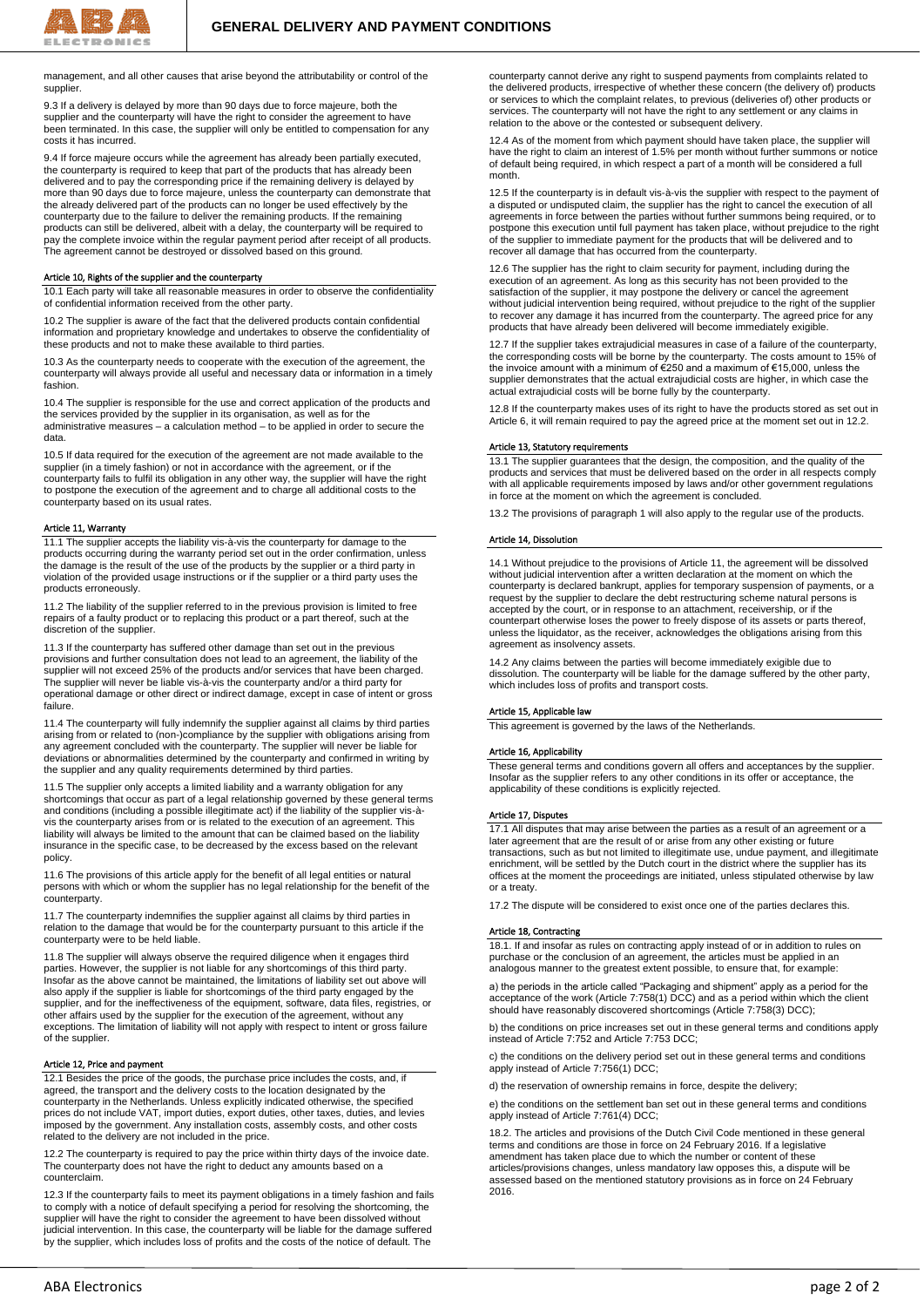management, and all other causes that arise beyond the attributability or control of the supplier.

9.3 If a delivery is delayed by more than 90 days due to force majeure, both the supplier and the counterparty will have the right to consider the agreement to have been terminated. In this case, the supplier will only be entitled to compensation for any costs it has incurred.

9.4 If force majeure occurs while the agreement has already been partially executed, the counterparty is required to keep that part of the products that has already been delivered and to pay the corresponding price if the remaining delivery is delayed by more than 90 days due to force majeure, unless the counterparty can demonstrate that the already delivered part of the products can no longer be used effectively by the counterparty due to the failure to deliver the remaining products. If the remaining products can still be delivered, albeit with a delay, the counterparty will be required to pay the complete invoice within the regular payment period after receipt of all products. The agreement cannot be destroyed or dissolved based on this ground.

## Article 10, Rights of the supplier and the counterparty

10.1 Each party will take all reasonable measures in order to observe the confidentiality of confidential information received from the other party.

10.2 The supplier is aware of the fact that the delivered products contain confidential information and proprietary knowledge and undertakes to observe the confidentiality of these products and not to make these available to third parties.

10.3 As the counterparty needs to cooperate with the execution of the agreement, the counterparty will always provide all useful and necessary data or information in a timely fashion.

10.4 The supplier is responsible for the use and correct application of the products and the services provided by the supplier in its organisation, as well as for the administrative measures – a calculation method – to be applied in order to secure the data.

10.5 If data required for the execution of the agreement are not made available to the supplier (in a timely fashion) or not in accordance with the agreement, or if the counterparty fails to fulfil its obligation in any other way, the supplier will have the right to postpone the execution of the agreement and to charge all additional costs to the counterparty based on its usual rates.

## Article 11, Warranty

11.1 The supplier accepts the liability vis-à-vis the counterparty for damage to the products occurring during the warranty period set out in the order confirmation, unless the damage is the result of the use of the products by the supplier or a third party in violation of the provided usage instructions or if the supplier or a third party uses the products erroneously.

11.2 The liability of the supplier referred to in the previous provision is limited to free repairs of a faulty product or to replacing this product or a part thereof, such at the discretion of the supplier.

11.3 If the counterparty has suffered other damage than set out in the previous provisions and further consultation does not lead to an agreement, the liability of the supplier will not exceed 25% of the products and/or services that have been charged. The supplier will never be liable vis-à-vis the counterparty and/or a third party for operational damage or other direct or indirect damage, except in case of intent or gross failure.

11.4 The counterparty will fully indemnify the supplier against all claims by third parties arising from or related to (non-)compliance by the supplier with obligations arising from any agreement concluded with the counterparty. The supplier will never be liable for deviations or abnormalities determined by the counterparty and confirmed in writing by the supplier and any quality requirements determined by third parties.

11.5 The supplier only accepts a limited liability and a warranty obligation for any shortcomings that occur as part of a legal relationship governed by these general terms and conditions (including a possible illegitimate act) if the liability of the supplier vis-à-vis the counterparty arises from or is related to the execution of an agreement. This liability will always be limited to the amount that can be claimed based on the liability insurance in the specific case, to be decreased by the excess based on the relevant policy.

11.6 The provisions of this article apply for the benefit of all legal entities or natural persons with which or whom the supplier has no legal relationship for the benefit of the counterparty.

11.7 The counterparty indemnifies the supplier against all claims by third parties in relation to the damage that would be for the counterparty pursuant to this article if the counterparty were to be held liable.

11.8 The supplier will always observe the required diligence when it engages third parties. However, the supplier is not liable for any shortcomings of this third party. Insofar as the above cannot be maintained, the limitations of liability set out above will also apply if the supplier is liable for shortcomings of the third party engaged by the supplier, and for the ineffectiveness of the equipment, software, data files, registries, or other affairs used by the supplier for the execution of the agreement, without any exceptions. The limitation of liability will not apply with respect to intent or gross failure of the supplier.

## Article 12, Price and payment

12.1 Besides the price of the goods, the purchase price includes the costs, and, if agreed, the transport and the delivery costs to the location designated by the counterparty in the Netherlands. Unless explicitly indicated otherwise, the specified prices do not include VAT, import duties, export duties, other taxes, duties, and levies imposed by the government. Any installation costs, assembly costs, and other costs related to the delivery are not included in the price.

12.2 The counterparty is required to pay the price within thirty days of the invoice date. The counterparty does not have the right to deduct any amounts based on a counterclaim.

12.3 If the counterparty fails to meet its payment obligations in a timely fashion and fails to comply with a notice of default specifying a period for resolving the shortcoming, the supplier will have the right to consider the agreement to have been dissolved without judicial intervention. In this case, the counterparty will be liable for the damage suffered by the supplier, which includes loss of profits and the costs of the notice of default. The counterparty cannot derive any right to suspend payments from complaints related to the delivered products, irrespective of whether these concern (the delivery of) products or services to which the complaint relates, to previous (deliveries of) other products or services. The counterparty will not have the right to any settlement or any claims in relation to the above or the contested or subsequent delivery.

12.4 As of the moment from which payment should have taken place, the supplier will have the right to claim an interest of 1.5% per month without further summons or notice of default being required, in which respect a part of a month will be considered a full month.

12.5 If the counterparty is in default vis-à-vis the supplier with respect to the payment of a disputed or undisputed claim, the supplier has the right to cancel the execution of all agreements in force between the parties without further summons being required, or to postpone this execution until full payment has taken place, without prejudice to the right of the supplier to immediate payment for the products that will be delivered and to recover all damage that has occurred from the counterparty.

12.6 The supplier has the right to claim security for payment, including during the execution of an agreement. As long as this security has not been provided to the satisfaction of the supplier, it may postpone the delivery or cancel the agreement without judicial intervention being required, without prejudice to the right of the supplier to recover any damage it has incurred from the counterparty. The agreed price for any products that have already been delivered will become immediately exigible.

12.7 If the supplier takes extrajudicial measures in case of a failure of the counterparty, the corresponding costs will be borne by the counterparty. The costs amount to 15% of the invoice amount with a minimum of €250 and a maximum of €15,000, unless the supplier demonstrates that the actual extrajudicial costs are higher, in which case the actual extrajudicial costs will be borne fully by the counterparty.

12.8 If the counterparty makes uses of its right to have the products stored as set out in Article 6, it will remain required to pay the agreed price at the moment set out in 12.2.

## Article 13, Statutory requirements

13.1 The supplier guarantees that the design, the composition, and the quality of the products and services that must be delivered based on the order in all respects comply with all applicable requirements imposed by laws and/or other government regulations in force at the moment on which the agreement is concluded.

13.2 The provisions of paragraph 1 will also apply to the regular use of the products.

## Article 14, Dissolution

14.1 Without prejudice to the provisions of Article 11, the agreement will be dissolved without judicial intervention after a written declaration at the moment on which the counterparty is declared bankrupt, applies for temporary suspension of payments, or a request by the supplier to declare the debt restructuring scheme natural persons is accepted by the court, or in response to an attachment, receivership, or if the counterpart otherwise loses the power to freely dispose of its assets or parts thereof, unless the liquidator, as the receiver, acknowledges the obligations arising from this agreement as insolvency assets.

14.2 Any claims between the parties will become immediately exigible due to dissolution. The counterparty will be liable for the damage suffered by the other party, which includes loss of profits and transport costs.

## Article 15, Applicable law

This agreement is governed by the laws of the Netherlands.

## Article 16, Applicability

These general terms and conditions govern all offers and acceptances by the supplier. Insofar as the supplier refers to any other conditions in its offer or acceptance, the applicability of these conditions is explicitly rejected.

## Article 17, Disputes

17.1 All disputes that may arise between the parties as a result of an agreement or a later agreement that are the result of or arise from any other existing or future transactions, such as but not limited to illegitimate use, undue payment, and illegitimate enrichment, will be settled by the Dutch court in the district where the supplier has its offices at the moment the proceedings are initiated, unless stipulated otherwise by law or a treaty.

17.2 The dispute will be considered to exist once one of the parties declares this.

## Article 18, Contracting

18.1. If and insofar as rules on contracting apply instead of or in addition to rules on purchase or the conclusion of an agreement, the articles must be applied in an analogous manner to the greatest extent possible, to ensure that, for example:

a) the periods in the article called "Packaging and shipment" apply as a period for the acceptance of the work (Article 7:758(1) DCC) and as a period within which the client should have reasonably discovered shortcomings (Article 7:758(3) DCC);

b) the conditions on price increases set out in these general terms and conditions apply instead of Article 7:752 and Article 7:753 DCC;

c) the conditions on the delivery period set out in these general terms and conditions apply instead of Article 7:756(1) DCC;

d) the reservation of ownership remains in force, despite the delivery;

e) the conditions on the settlement ban set out in these general terms and conditions apply instead of Article 7:761(4) DCC;

18.2. The articles and provisions of the Dutch Civil Code mentioned in these general terms and conditions are those in force on 24 February 2016. If a legislative amendment has taken place due to which the number or content of these articles/provisions changes, unless mandatory law opposes this, a dispute will be assessed based on the mentioned statutory provisions as in force on 24 February 2016.